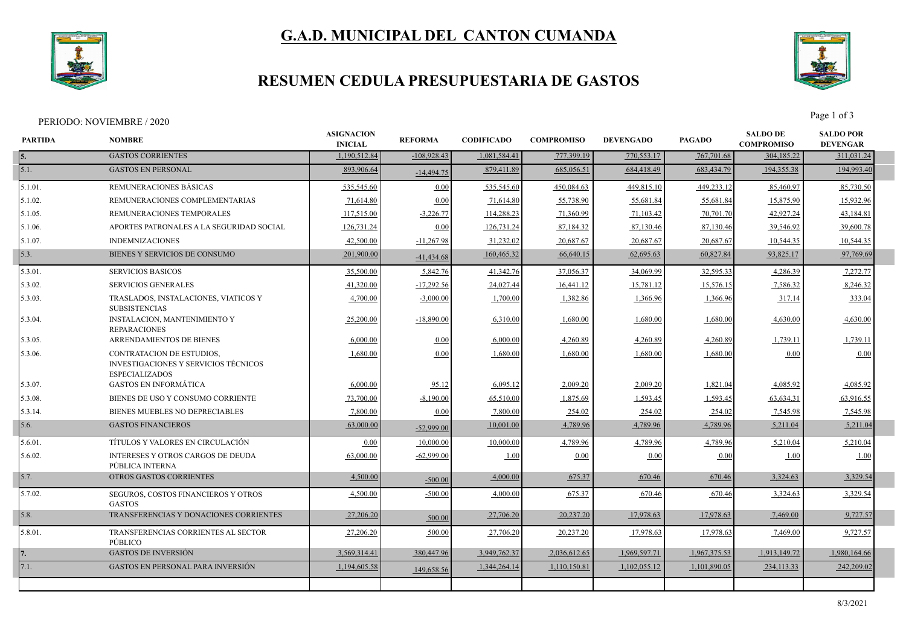# G.A.D. MUNICIPAL DEL CANTON CUMANDA

## RESUMEN CEDULA PRESUPUESTARIA DE GASTOS

PERIODO: NOVIEMBRE / 2020

| PARTIDA | NOMBRE | ASIGNACION INICIAL | REFORMA | CODIFICADO | COMPROMISO | DEVENGADO | PAGADO | SALDO DE COMPROMISO | SALDO POR DEVENGAR |
|---|---|---|---|---|---|---|---|---|---|
| 5. | GASTOS CORRIENTES | 1,190,512.84 | -108,928.43 | 1,081,584.41 | 777,399.19 | 770,553.17 | 767,701.68 | 304,185.22 | 311,031.24 |
| 5.1. | GASTOS EN PERSONAL | 893,906.64 | -14,494.75 | 879,411.89 | 685,056.51 | 684,418.49 | 683,434.79 | 194,355.38 | 194,993.40 |
| 5.1.01. | REMUNERACIONES BÁSICAS | 535,545.60 | 0.00 | 535,545.60 | 450,084.63 | 449,815.10 | 449,233.12 | 85,460.97 | 85,730.50 |
| 5.1.02. | REMUNERACIONES COMPLEMENTARIAS | 71,614.80 | 0.00 | 71,614.80 | 55,738.90 | 55,681.84 | 55,681.84 | 15,875.90 | 15,932.96 |
| 5.1.05. | REMUNERACIONES TEMPORALES | 117,515.00 | -3,226.77 | 114,288.23 | 71,360.99 | 71,103.42 | 70,701.70 | 42,927.24 | 43,184.81 |
| 5.1.06. | APORTES PATRONALES A LA SEGURIDAD SOCIAL | 126,731.24 | 0.00 | 126,731.24 | 87,184.32 | 87,130.46 | 87,130.46 | 39,546.92 | 39,600.78 |
| 5.1.07. | INDEMNIZACIONES | 42,500.00 | -11,267.98 | 31,232.02 | 20,687.67 | 20,687.67 | 20,687.67 | 10,544.35 | 10,544.35 |
| 5.3. | BIENES Y SERVICIOS DE CONSUMO | 201,900.00 | -41,434.68 | 160,465.32 | 66,640.15 | 62,695.63 | 60,827.84 | 93,825.17 | 97,769.69 |
| 5.3.01. | SERVICIOS BASICOS | 35,500.00 | 5,842.76 | 41,342.76 | 37,056.37 | 34,069.99 | 32,595.33 | 4,286.39 | 7,272.77 |
| 5.3.02. | SERVICIOS GENERALES | 41,320.00 | -17,292.56 | 24,027.44 | 16,441.12 | 15,781.12 | 15,576.15 | 7,586.32 | 8,246.32 |
| 5.3.03. | TRASLADOS, INSTALACIONES, VIATICOS Y SUBSISTENCIAS | 4,700.00 | -3,000.00 | 1,700.00 | 1,382.86 | 1,366.96 | 1,366.96 | 317.14 | 333.04 |
| 5.3.04. | INSTALACION, MANTENIMIENTO Y REPARACIONES | 25,200.00 | -18,890.00 | 6,310.00 | 1,680.00 | 1,680.00 | 1,680.00 | 4,630.00 | 4,630.00 |
| 5.3.05. | ARRENDAMIENTOS DE BIENES | 6,000.00 | 0.00 | 6,000.00 | 4,260.89 | 4,260.89 | 4,260.89 | 1,739.11 | 1,739.11 |
| 5.3.06. | CONTRATACION DE ESTUDIOS, INVESTIGACIONES Y SERVICIOS TÉCNICOS ESPECIALIZADOS | 1,680.00 | 0.00 | 1,680.00 | 1,680.00 | 1,680.00 | 1,680.00 | 0.00 | 0.00 |
| 5.3.07. | GASTOS EN INFORMÁTICA | 6,000.00 | 95.12 | 6,095.12 | 2,009.20 | 2,009.20 | 1,821.04 | 4,085.92 | 4,085.92 |
| 5.3.08. | BIENES DE USO Y CONSUMO CORRIENTE | 73,700.00 | -8,190.00 | 65,510.00 | 1,875.69 | 1,593.45 | 1,593.45 | 63,634.31 | 63,916.55 |
| 5.3.14. | BIENES MUEBLES NO DEPRECIABLES | 7,800.00 | 0.00 | 7,800.00 | 254.02 | 254.02 | 254.02 | 7,545.98 | 7,545.98 |
| 5.6. | GASTOS FINANCIEROS | 63,000.00 | -52,999.00 | 10,001.00 | 4,789.96 | 4,789.96 | 4,789.96 | 5,211.04 | 5,211.04 |
| 5.6.01. | TÍTULOS Y VALORES EN CIRCULACIÓN | 0.00 | 10,000.00 | 10,000.00 | 4,789.96 | 4,789.96 | 4,789.96 | 5,210.04 | 5,210.04 |
| 5.6.02. | INTERESES Y OTROS CARGOS DE DEUDA PÚBLICA INTERNA | 63,000.00 | -62,999.00 | 1.00 | 0.00 | 0.00 | 0.00 | 1.00 | 1.00 |
| 5.7. | OTROS GASTOS CORRIENTES | 4,500.00 | -500.00 | 4,000.00 | 675.37 | 670.46 | 670.46 | 3,324.63 | 3,329.54 |
| 5.7.02. | SEGUROS, COSTOS FINANCIEROS Y OTROS GASTOS | 4,500.00 | -500.00 | 4,000.00 | 675.37 | 670.46 | 670.46 | 3,324.63 | 3,329.54 |
| 5.8. | TRANSFERENCIAS Y DONACIONES CORRIENTES | 27,206.20 | 500.00 | 27,706.20 | 20,237.20 | 17,978.63 | 17,978.63 | 7,469.00 | 9,727.57 |
| 5.8.01. | TRANSFERENCIAS CORRIENTES AL SECTOR PÚBLICO | 27,206.20 | 500.00 | 27,706.20 | 20,237.20 | 17,978.63 | 17,978.63 | 7,469.00 | 9,727.57 |
| 7. | GASTOS DE INVERSIÓN | 3,569,314.41 | 380,447.96 | 3,949,762.37 | 2,036,612.65 | 1,969,597.71 | 1,967,375.53 | 1,913,149.72 | 1,980,164.66 |
| 7.1. | GASTOS EN PERSONAL PARA INVERSIÓN | 1,194,605.58 | 149,658.56 | 1,344,264.14 | 1,110,150.81 | 1,102,055.12 | 1,101,890.05 | 234,113.33 | 242,209.02 |

8/3/2021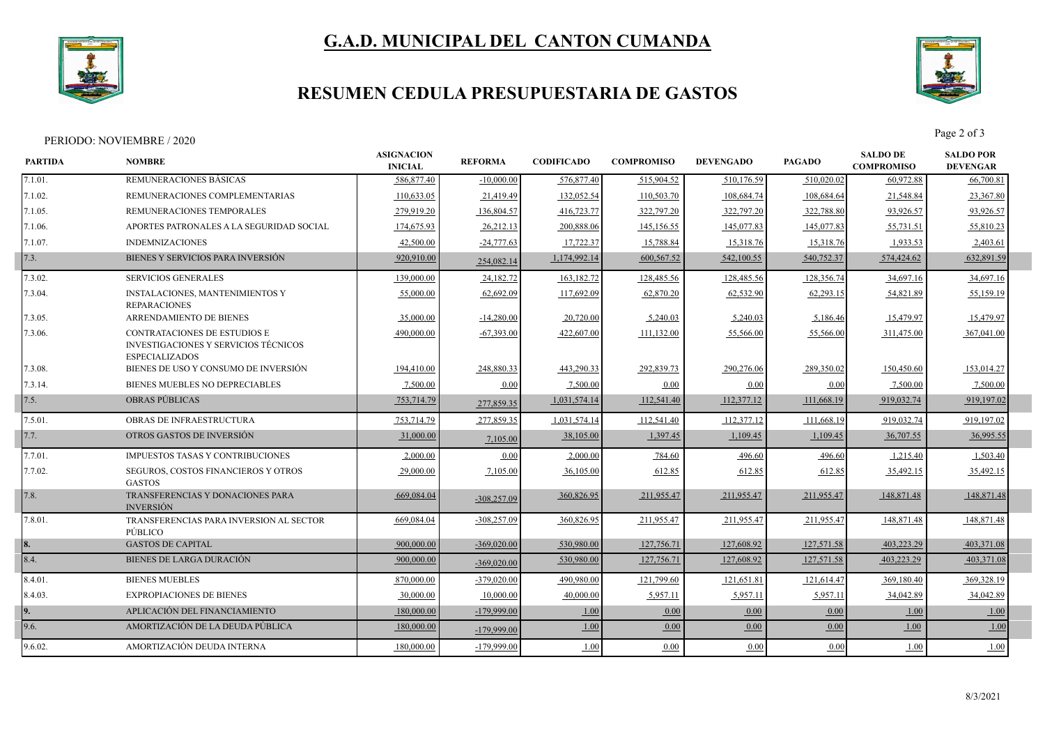# G.A.D. MUNICIPAL DEL CANTON CUMANDA

## RESUMEN CEDULA PRESUPUESTARIA DE GASTOS

PERIODO: NOVIEMBRE / 2020

| PARTIDA | NOMBRE | ASIGNACION INICIAL | REFORMA | CODIFICADO | COMPROMISO | DEVENGADO | PAGADO | SALDO DE COMPROMISO | SALDO POR DEVENGAR |
|---|---|---|---|---|---|---|---|---|---|
| 7.1.01. | REMUNERACIONES BÁSICAS | 586,877.40 | -10,000.00 | 576,877.40 | 515,904.52 | 510,176.59 | 510,020.02 | 60,972.88 | 66,700.81 |
| 7.1.02. | REMUNERACIONES COMPLEMENTARIAS | 110,633.05 | 21,419.49 | 132,052.54 | 110,503.70 | 108,684.74 | 108,684.64 | 21,548.84 | 23,367.80 |
| 7.1.05. | REMUNERACIONES TEMPORALES | 279,919.20 | 136,804.57 | 416,723.77 | 322,797.20 | 322,797.20 | 322,788.80 | 93,926.57 | 93,926.57 |
| 7.1.06. | APORTES PATRONALES A LA SEGURIDAD SOCIAL | 174,675.93 | 26,212.13 | 200,888.06 | 145,156.55 | 145,077.83 | 145,077.83 | 55,731.51 | 55,810.23 |
| 7.1.07. | INDEMNIZACIONES | 42,500.00 | -24,777.63 | 17,722.37 | 15,788.84 | 15,318.76 | 15,318.76 | 1,933.53 | 2,403.61 |
| 7.3. | BIENES Y SERVICIOS PARA INVERSIÓN | 920,910.00 | 254,082.14 | 1,174,992.14 | 600,567.52 | 542,100.55 | 540,752.37 | 574,424.62 | 632,891.59 |
| 7.3.02. | SERVICIOS GENERALES | 139,000.00 | 24,182.72 | 163,182.72 | 128,485.56 | 128,485.56 | 128,356.74 | 34,697.16 | 34,697.16 |
| 7.3.04. | INSTALACIONES, MANTENIMIENTOS Y REPARACIONES | 55,000.00 | 62,692.09 | 117,692.09 | 62,870.20 | 62,532.90 | 62,293.15 | 54,821.89 | 55,159.19 |
| 7.3.05. | ARRENDAMIENTO DE BIENES | 35,000.00 | -14,280.00 | 20,720.00 | 5,240.03 | 5,240.03 | 5,186.46 | 15,479.97 | 15,479.97 |
| 7.3.06. | CONTRATACIONES DE ESTUDIOS E INVESTIGACIONES Y SERVICIOS TÉCNICOS ESPECIALIZADOS | 490,000.00 | -67,393.00 | 422,607.00 | 111,132.00 | 55,566.00 | 55,566.00 | 311,475.00 | 367,041.00 |
| 7.3.08. | BIENES DE USO Y CONSUMO DE INVERSIÓN | 194,410.00 | 248,880.33 | 443,290.33 | 292,839.73 | 290,276.06 | 289,350.02 | 150,450.60 | 153,014.27 |
| 7.3.14. | BIENES MUEBLES NO DEPRECIABLES | 7,500.00 | 0.00 | 7,500.00 | 0.00 | 0.00 | 0.00 | 7,500.00 | 7,500.00 |
| 7.5. | OBRAS PÚBLICAS | 753,714.79 | 277,859.35 | 1,031,574.14 | 112,541.40 | 112,377.12 | 111,668.19 | 919,032.74 | 919,197.02 |
| 7.5.01. | OBRAS DE INFRAESTRUCTURA | 753,714.79 | 277,859.35 | 1,031,574.14 | 112,541.40 | 112,377.12 | 111,668.19 | 919,032.74 | 919,197.02 |
| 7.7. | OTROS GASTOS DE INVERSIÓN | 31,000.00 | 7,105.00 | 38,105.00 | 1,397.45 | 1,109.45 | 1,109.45 | 36,707.55 | 36,995.55 |
| 7.7.01. | IMPUESTOS TASAS Y CONTRIBUCIONES | 2,000.00 | 0.00 | 2,000.00 | 784.60 | 496.60 | 496.60 | 1,215.40 | 1,503.40 |
| 7.7.02. | SEGUROS, COSTOS FINANCIEROS Y OTROS GASTOS | 29,000.00 | 7,105.00 | 36,105.00 | 612.85 | 612.85 | 612.85 | 35,492.15 | 35,492.15 |
| 7.8. | TRANSFERENCIAS Y DONACIONES PARA INVERSIÓN | 669,084.04 | -308,257.09 | 360,826.95 | 211,955.47 | 211,955.47 | 211,955.47 | 148,871.48 | 148,871.48 |
| 7.8.01. | TRANSFERENCIAS PARA INVERSION AL SECTOR PÚBLICO | 669,084.04 | -308,257.09 | 360,826.95 | 211,955.47 | 211,955.47 | 211,955.47 | 148,871.48 | 148,871.48 |
| 8. | GASTOS DE CAPITAL | 900,000.00 | -369,020.00 | 530,980.00 | 127,756.71 | 127,608.92 | 127,571.58 | 403,223.29 | 403,371.08 |
| 8.4. | BIENES DE LARGA DURACIÓN | 900,000.00 | -369,020.00 | 530,980.00 | 127,756.71 | 127,608.92 | 127,571.58 | 403,223.29 | 403,371.08 |
| 8.4.01. | BIENES MUEBLES | 870,000.00 | -379,020.00 | 490,980.00 | 121,799.60 | 121,651.81 | 121,614.47 | 369,180.40 | 369,328.19 |
| 8.4.03. | EXPROPIACIONES DE BIENES | 30,000.00 | 10,000.00 | 40,000.00 | 5,957.11 | 5,957.11 | 5,957.11 | 34,042.89 | 34,042.89 |
| 9. | APLICACIÓN DEL FINANCIAMIENTO | 180,000.00 | -179,999.00 | 1.00 | 0.00 | 0.00 | 0.00 | 1.00 | 1.00 |
| 9.6. | AMORTIZACIÓN DE LA DEUDA PÚBLICA | 180,000.00 | -179,999.00 | 1.00 | 0.00 | 0.00 | 0.00 | 1.00 | 1.00 |
| 9.6.02. | AMORTIZACIÓN DEUDA INTERNA | 180,000.00 | -179,999.00 | 1.00 | 0.00 | 0.00 | 0.00 | 1.00 | 1.00 |

8/3/2021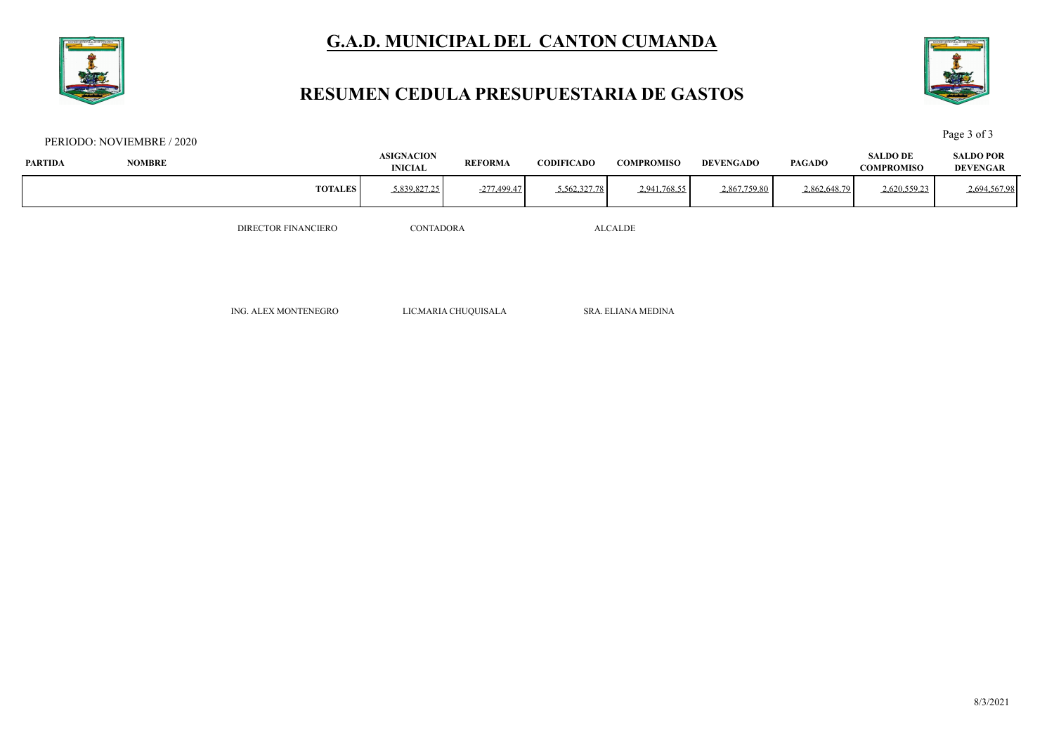# G.A.D. MUNICIPAL DEL CANTON CUMANDA

## RESUMEN CEDULA PRESUPUESTARIA DE GASTOS

PERIODO: NOVIEMBRE / 2020

| PARTIDA | NOMBRE | ASIGNACION INICIAL | REFORMA | CODIFICADO | COMPROMISO | DEVENGADO | PAGADO | SALDO DE COMPROMISO | SALDO POR DEVENGAR |
|---|---|---|---|---|---|---|---|---|---|
| | TOTALES | 5,839,827.25 | -277,499.47 | 5,562,327.78 | 2,941,768.55 | 2,867,759.80 | 2,862,648.79 | 2,620,559.23 | 2,694,567.98 |

| DIRECTOR FINANCIERO | CONTADORA | ALCALDE |
|---|---|---|
| ING. ALEX MONTENEGRO | LIC.MARIA CHUQUISALA | SRA. ELIANA MEDINA |

8/3/2021